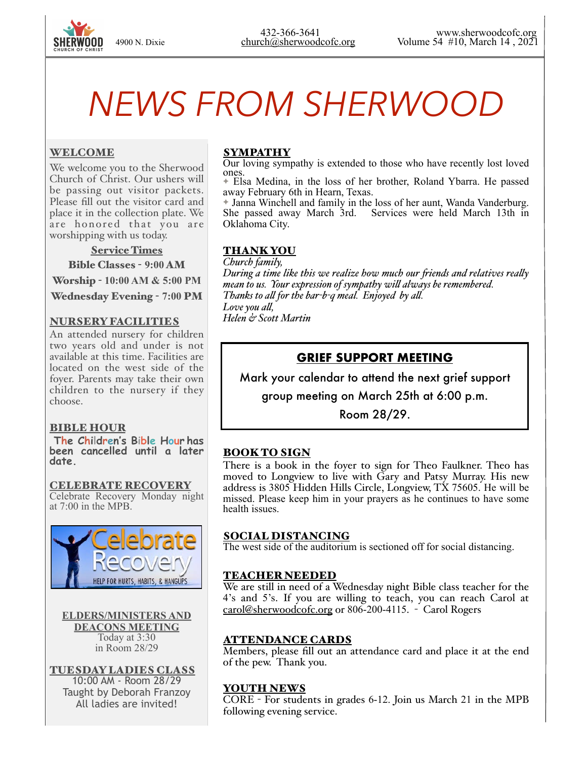SHERWOOD CHURCH OF CHRIST 4900 N. Dixie

432-366-3641
church@sherwoodcofc.org

www.sherwoodcofc.org
Volume 54 #10, March 14 , 2021

# NEWS FROM SHERWOOD

## WELCOME

We welcome you to the Sherwood Church of Christ. Our ushers will be passing out visitor packets. Please fill out the visitor card and place it in the collection plate. We are honored that you are worshipping with us today.

**Service Times**

**Bible Classes - 9:00 AM**

**Worship - 10:00 AM & 5:00 PM**

**Wednesday Evening - 7:00 PM**

## NURSERY FACILITIES

An attended nursery for children two years old and under is not available at this time. Facilities are located on the west side of the foyer. Parents may take their own children to the nursery if they choose.

## BIBLE HOUR

**The Children's Bible Hour has been cancelled until a later date.**

## CELEBRATE RECOVERY

Celebrate Recovery Monday night at 7:00 in the MPB.

Celebrate Recovery
HELP FOR HURTS, HABITS, & HANGUPS

## ELDERS/MINISTERS AND DEACONS MEETING

Today at 3:30
in Room 28/29

## TUESDAY LADIES CLASS

10:00 AM - Room 28/29
Taught by Deborah Franzoy
All ladies are invited!

## SYMPATHY

Our loving sympathy is extended to those who have recently lost loved ones.

✦ Elsa Medina, in the loss of her brother, Roland Ybarra. He passed away February 6th in Hearn, Texas.

✦ Janna Winchell and family in the loss of her aunt, Wanda Vanderburg. She passed away March 3rd. Services were held March 13th in Oklahoma City.

## THANK YOU

*Church family,*
*During a time like this we realize how much our friends and relatives really mean to us. Your expression of sympathy will always be remembered.*
*Thanks to all for the bar-b-q meal. Enjoyed by all.*
*Love you all,*
*Helen & Scott Martin*

## GRIEF SUPPORT MEETING

Mark your calendar to attend the next grief support group meeting on March 25th at 6:00 p.m.
Room 28/29.

## BOOK TO SIGN

There is a book in the foyer to sign for Theo Faulkner. Theo has moved to Longview to live with Gary and Patsy Murray. His new address is 3805 Hidden Hills Circle, Longview, TX 75605. He will be missed. Please keep him in your prayers as he continues to have some health issues.

## SOCIAL DISTANCING

The west side of the auditorium is sectioned off for social distancing.

## TEACHER NEEDED

We are still in need of a Wednesday night Bible class teacher for the 4's and 5's. If you are willing to teach, you can reach Carol at carol@sherwoodcofc.org or 806-200-4115. - Carol Rogers

## ATTENDANCE CARDS

Members, please fill out an attendance card and place it at the end of the pew. Thank you.

## YOUTH NEWS

CORE - For students in grades 6-12. Join us March 21 in the MPB following evening service.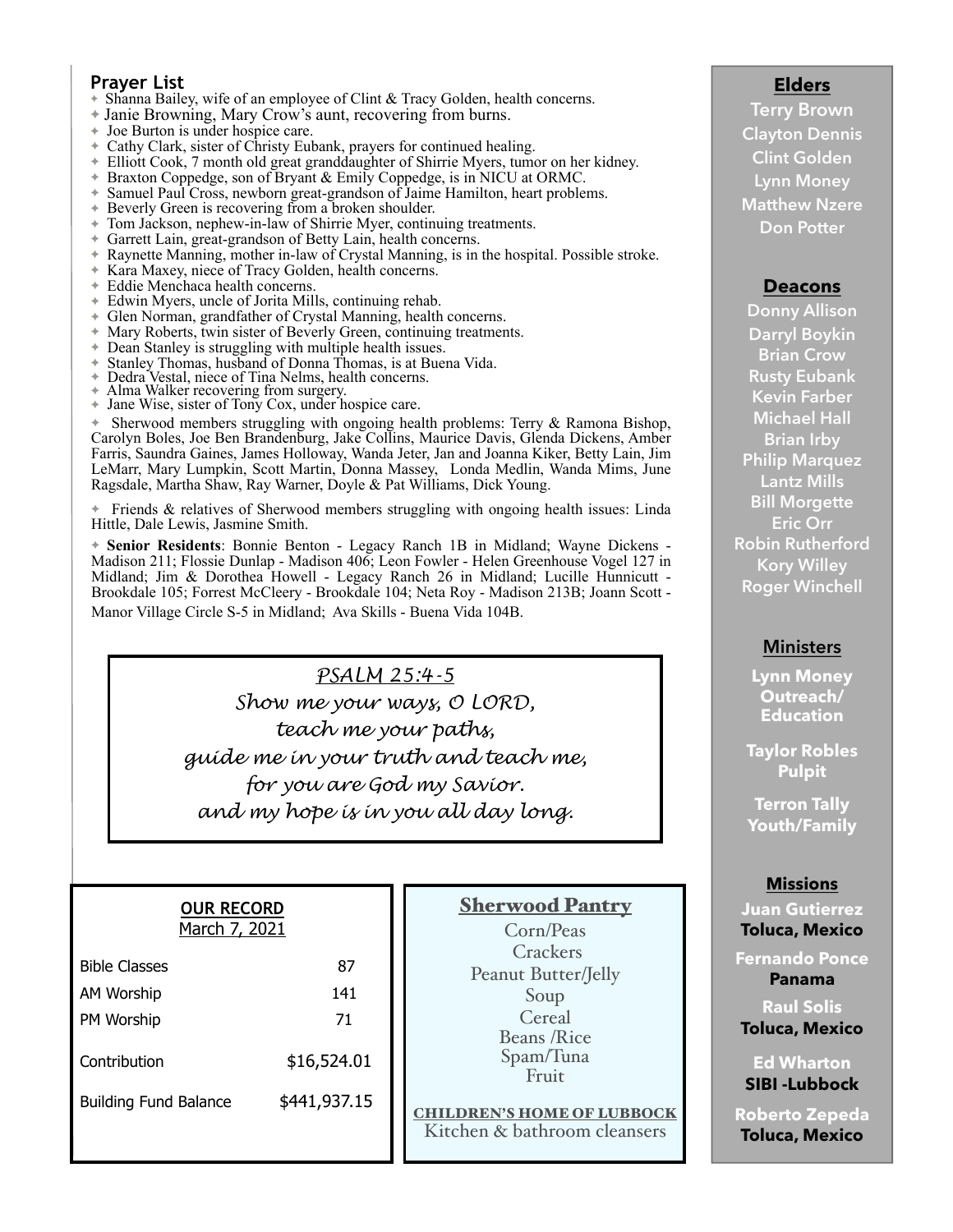## Prayer List

- Shanna Bailey, wife of an employee of Clint & Tracy Golden, health concerns.
- Janie Browning, Mary Crow's aunt, recovering from burns.
- Joe Burton is under hospice care.
- Cathy Clark, sister of Christy Eubank, prayers for continued healing.
- Elliott Cook, 7 month old great granddaughter of Shirrie Myers, tumor on her kidney.
- Braxton Coppedge, son of Bryant & Emily Coppedge, is in NICU at ORMC.
- Samuel Paul Cross, newborn great-grandson of Jaime Hamilton, heart problems.
- Beverly Green is recovering from a broken shoulder.
- Tom Jackson, nephew-in-law of Shirrie Myer, continuing treatments.
- Garrett Lain, great-grandson of Betty Lain, health concerns.
- Raynette Manning, mother in-law of Crystal Manning, is in the hospital. Possible stroke.
- Kara Maxey, niece of Tracy Golden, health concerns.
- Eddie Menchaca health concerns.
- Edwin Myers, uncle of Jorita Mills, continuing rehab.
- Glen Norman, grandfather of Crystal Manning, health concerns.
- Mary Roberts, twin sister of Beverly Green, continuing treatments.
- Dean Stanley is struggling with multiple health issues.
- Stanley Thomas, husband of Donna Thomas, is at Buena Vida.
- Dedra Vestal, niece of Tina Nelms, health concerns.
- Alma Walker recovering from surgery.
- Jane Wise, sister of Tony Cox, under hospice care.

- Sherwood members struggling with ongoing health problems: Terry & Ramona Bishop, Carolyn Boles, Joe Ben Brandenburg, Jake Collins, Maurice Davis, Glenda Dickens, Amber Farris, Saundra Gaines, James Holloway, Wanda Jeter, Jan and Joanna Kiker, Betty Lain, Jim LeMarr, Mary Lumpkin, Scott Martin, Donna Massey, Londa Medlin, Wanda Mims, June Ragsdale, Martha Shaw, Ray Warner, Doyle & Pat Williams, Dick Young.

- Friends & relatives of Sherwood members struggling with ongoing health issues: Linda Hittle, Dale Lewis, Jasmine Smith.

- **Senior Residents**: Bonnie Benton - Legacy Ranch 1B in Midland; Wayne Dickens - Madison 211; Flossie Dunlap - Madison 406; Leon Fowler - Helen Greenhouse Vogel 127 in Midland; Jim & Dorothea Howell - Legacy Ranch 26 in Midland; Lucille Hunnicutt - Brookdale 105; Forrest McCleery - Brookdale 104; Neta Roy - Madison 213B; Joann Scott - Manor Village Circle S-5 in Midland; Ava Skills - Buena Vida 104B.

*PSALM 25:4-5*

*Show me your ways, O LORD,*
*teach me your paths,*
*guide me in your truth and teach me,*
*for you are God my Savior.*
*and my hope is in you all day long.*

**OUR RECORD**
March 7, 2021

| | |
|---|---|
| Bible Classes | 87 |
| AM Worship | 141 |
| PM Worship | 71 |
| Contribution | $16,524.01 |
| Building Fund Balance | $441,937.15 |

**Sherwood Pantry**

Corn/Peas
Crackers
Peanut Butter/Jelly
Soup
Cereal
Beans /Rice
Spam/Tuna
Fruit

**CHILDREN'S HOME OF LUBBOCK**
Kitchen & bathroom cleansers

### Elders

Terry Brown
Clayton Dennis
Clint Golden
Lynn Money
Matthew Nzere
Don Potter

### Deacons

Donny Allison
Darryl Boykin
Brian Crow
Rusty Eubank
Kevin Farber
Michael Hall
Brian Irby
Philip Marquez
Lantz Mills
Bill Morgette
Eric Orr
Robin Rutherford
Kory Willey
Roger Winchell

### Ministers

Lynn Money
Outreach/Education

Taylor Robles
Pulpit

Terron Tally
Youth/Family

### Missions

Juan Gutierrez
**Toluca, Mexico**

Fernando Ponce
**Panama**

Raul Solis
**Toluca, Mexico**

Ed Wharton
**SIBI -Lubbock**

Roberto Zepeda
**Toluca, Mexico**